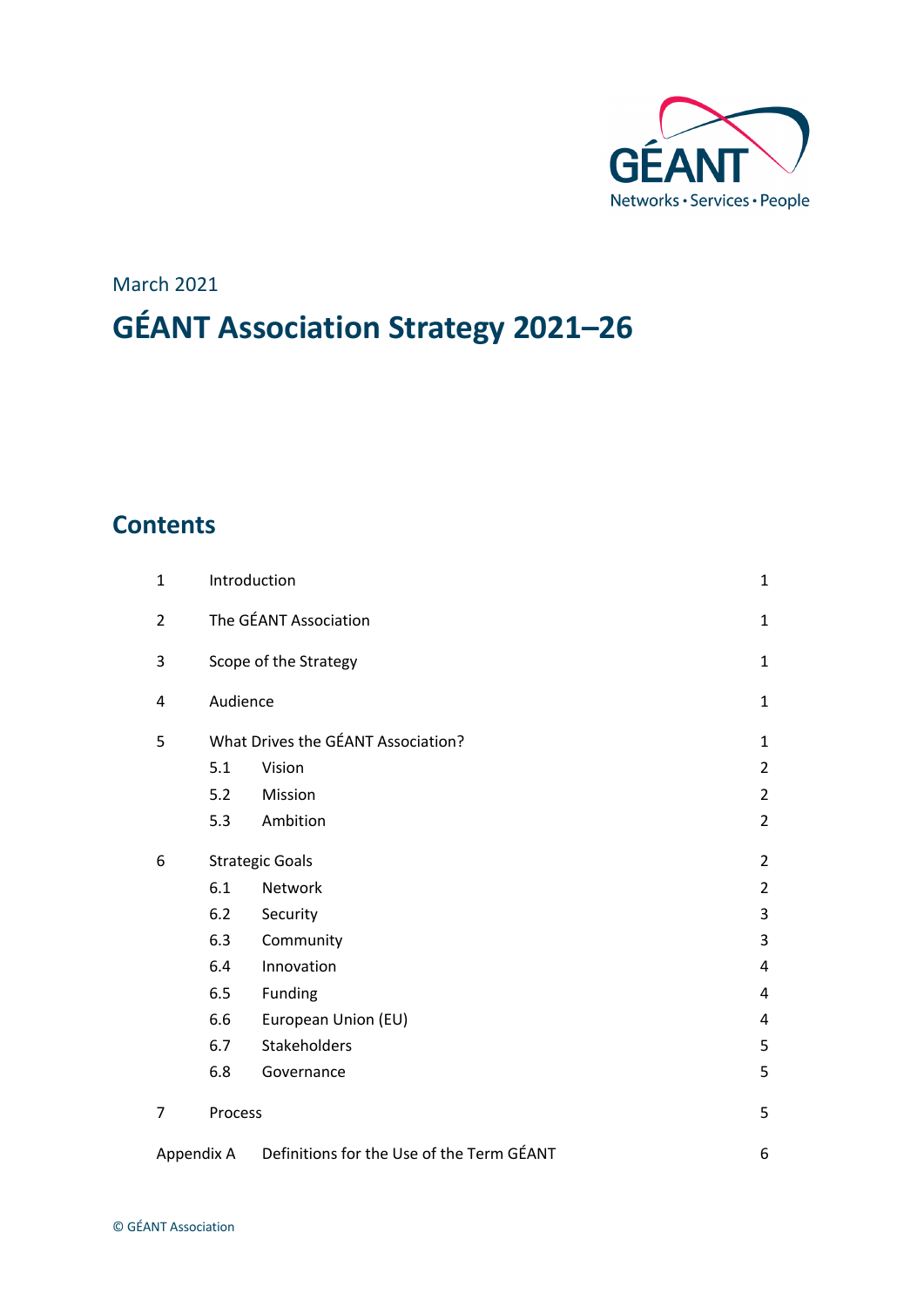March 2021

# GÉANT Association Strategy 2021–26

## Contents

| | | | |
|---|---|---|---|
| 1 | Introduction | | 1 |
| 2 | The GÉANT Association | | 1 |
| 3 | Scope of the Strategy | | 1 |
| 4 | Audience | | 1 |
| 5 | What Drives the GÉANT Association? | | 1 |
| | 5.1 | Vision | 2 |
| | 5.2 | Mission | 2 |
| | 5.3 | Ambition | 2 |
| 6 | Strategic Goals | | 2 |
| | 6.1 | Network | 2 |
| | 6.2 | Security | 3 |
| | 6.3 | Community | 3 |
| | 6.4 | Innovation | 4 |
| | 6.5 | Funding | 4 |
| | 6.6 | European Union (EU) | 4 |
| | 6.7 | Stakeholders | 5 |
| | 6.8 | Governance | 5 |
| 7 | Process | | 5 |
| Appendix A | Definitions for the Use of the Term GÉANT | | 6 |

© GÉANT Association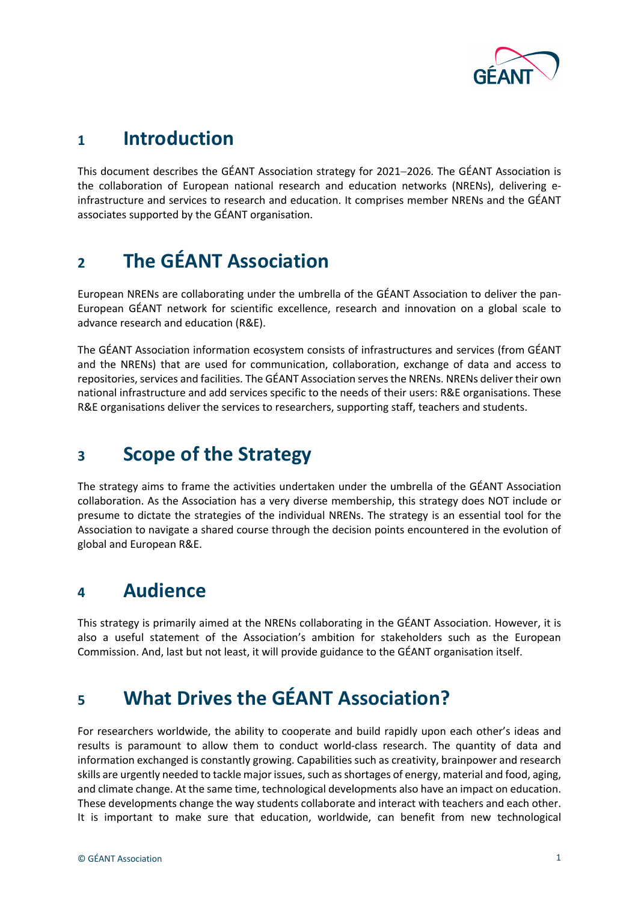# 1 Introduction

This document describes the GÉANT Association strategy for 2021–2026. The GÉANT Association is the collaboration of European national research and education networks (NRENs), delivering e-infrastructure and services to research and education. It comprises member NRENs and the GÉANT associates supported by the GÉANT organisation.

# 2 The GÉANT Association

European NRENs are collaborating under the umbrella of the GÉANT Association to deliver the pan-European GÉANT network for scientific excellence, research and innovation on a global scale to advance research and education (R&E).

The GÉANT Association information ecosystem consists of infrastructures and services (from GÉANT and the NRENs) that are used for communication, collaboration, exchange of data and access to repositories, services and facilities. The GÉANT Association serves the NRENs. NRENs deliver their own national infrastructure and add services specific to the needs of their users: R&E organisations. These R&E organisations deliver the services to researchers, supporting staff, teachers and students.

# 3 Scope of the Strategy

The strategy aims to frame the activities undertaken under the umbrella of the GÉANT Association collaboration. As the Association has a very diverse membership, this strategy does NOT include or presume to dictate the strategies of the individual NRENs. The strategy is an essential tool for the Association to navigate a shared course through the decision points encountered in the evolution of global and European R&E.

# 4 Audience

This strategy is primarily aimed at the NRENs collaborating in the GÉANT Association. However, it is also a useful statement of the Association's ambition for stakeholders such as the European Commission. And, last but not least, it will provide guidance to the GÉANT organisation itself.

# 5 What Drives the GÉANT Association?

For researchers worldwide, the ability to cooperate and build rapidly upon each other's ideas and results is paramount to allow them to conduct world-class research. The quantity of data and information exchanged is constantly growing. Capabilities such as creativity, brainpower and research skills are urgently needed to tackle major issues, such as shortages of energy, material and food, aging, and climate change. At the same time, technological developments also have an impact on education. These developments change the way students collaborate and interact with teachers and each other. It is important to make sure that education, worldwide, can benefit from new technological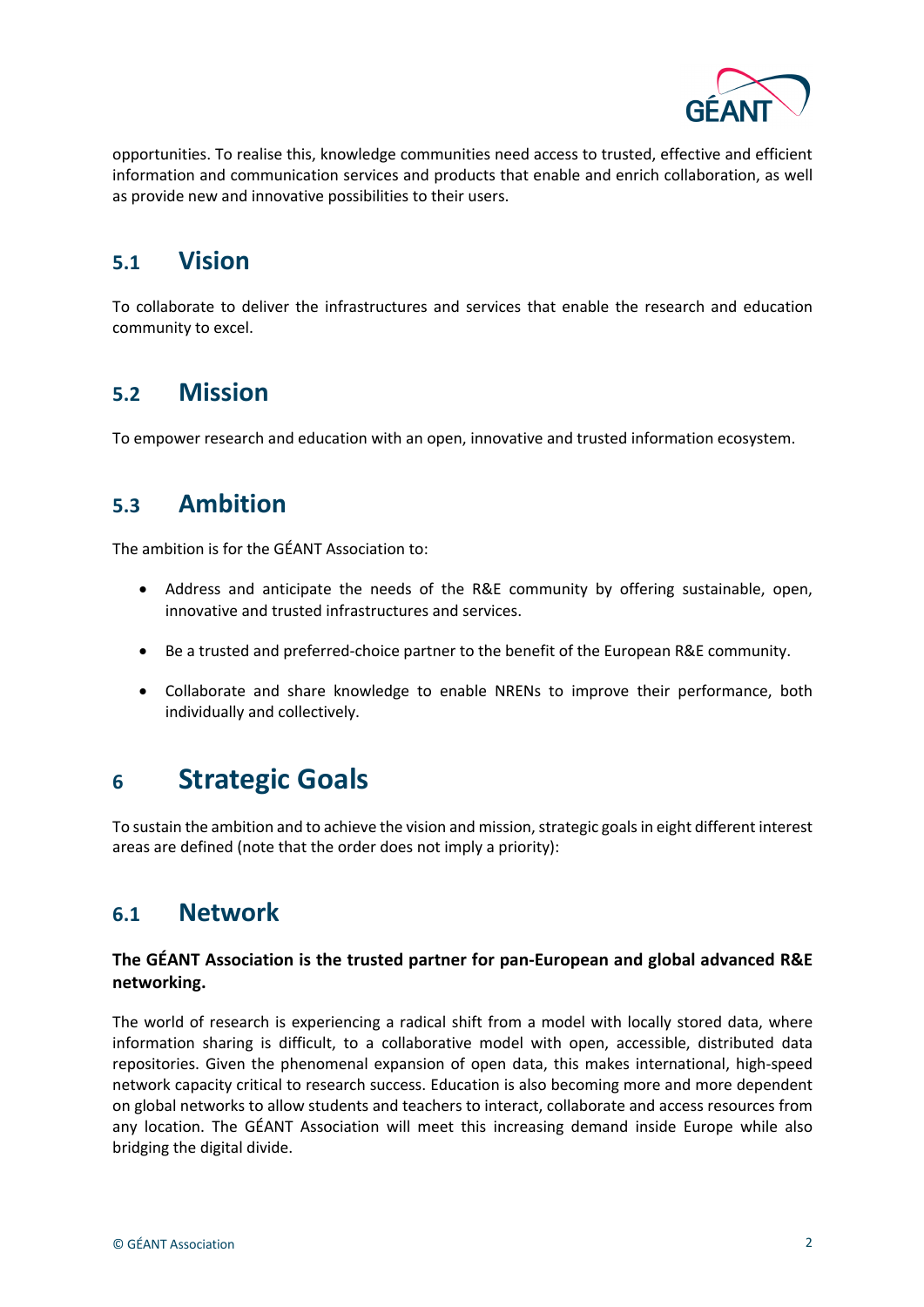opportunities. To realise this, knowledge communities need access to trusted, effective and efficient information and communication services and products that enable and enrich collaboration, as well as provide new and innovative possibilities to their users.

## 5.1 Vision

To collaborate to deliver the infrastructures and services that enable the research and education community to excel.

## 5.2 Mission

To empower research and education with an open, innovative and trusted information ecosystem.

## 5.3 Ambition

The ambition is for the GÉANT Association to:

- Address and anticipate the needs of the R&E community by offering sustainable, open, innovative and trusted infrastructures and services.
- Be a trusted and preferred-choice partner to the benefit of the European R&E community.
- Collaborate and share knowledge to enable NRENs to improve their performance, both individually and collectively.

# 6 Strategic Goals

To sustain the ambition and to achieve the vision and mission, strategic goals in eight different interest areas are defined (note that the order does not imply a priority):

## 6.1 Network

**The GÉANT Association is the trusted partner for pan-European and global advanced R&E networking.**

The world of research is experiencing a radical shift from a model with locally stored data, where information sharing is difficult, to a collaborative model with open, accessible, distributed data repositories. Given the phenomenal expansion of open data, this makes international, high-speed network capacity critical to research success. Education is also becoming more and more dependent on global networks to allow students and teachers to interact, collaborate and access resources from any location. The GÉANT Association will meet this increasing demand inside Europe while also bridging the digital divide.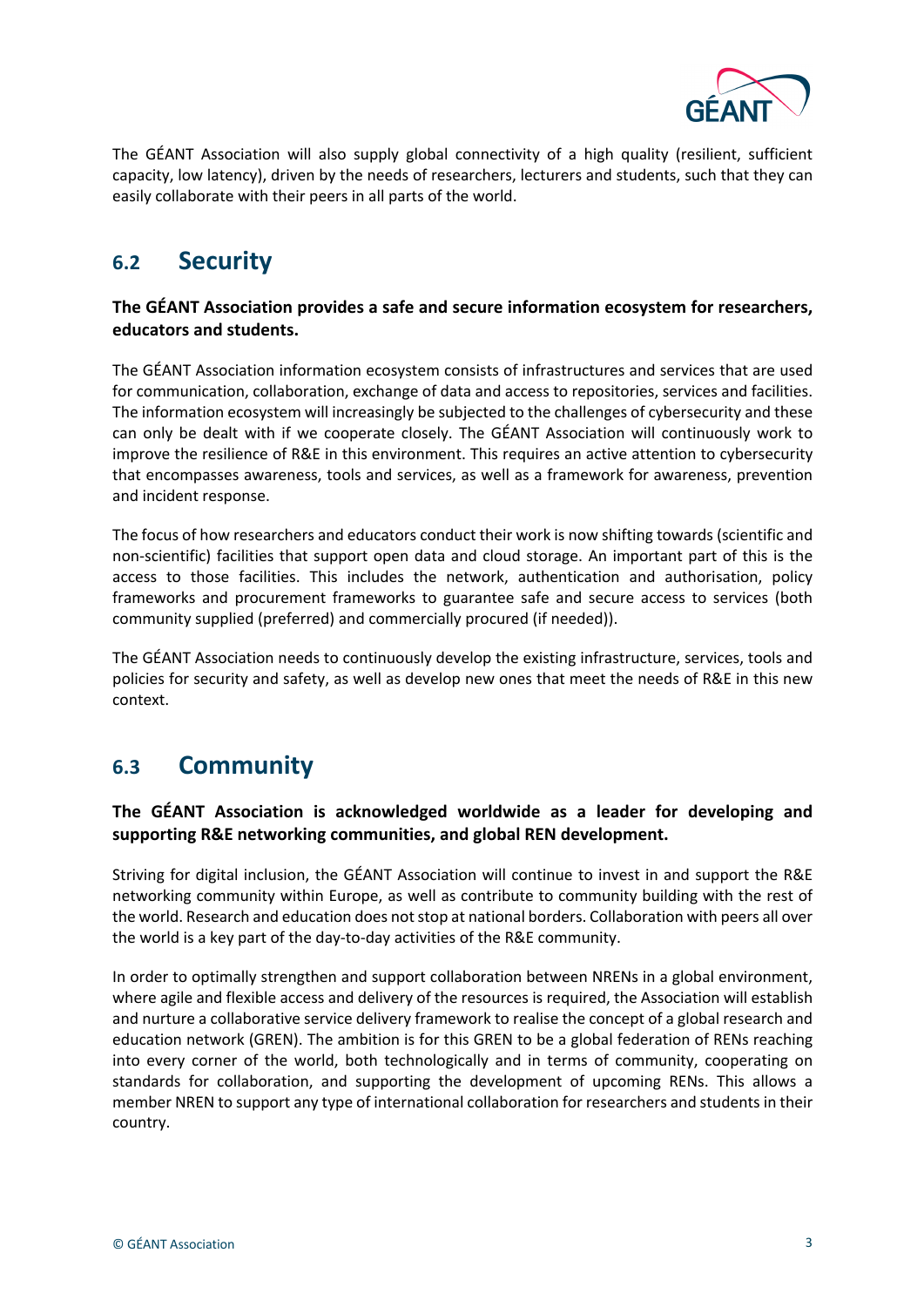The GÉANT Association will also supply global connectivity of a high quality (resilient, sufficient capacity, low latency), driven by the needs of researchers, lecturers and students, such that they can easily collaborate with their peers in all parts of the world.

## 6.2 Security

**The GÉANT Association provides a safe and secure information ecosystem for researchers, educators and students.**

The GÉANT Association information ecosystem consists of infrastructures and services that are used for communication, collaboration, exchange of data and access to repositories, services and facilities. The information ecosystem will increasingly be subjected to the challenges of cybersecurity and these can only be dealt with if we cooperate closely. The GÉANT Association will continuously work to improve the resilience of R&E in this environment. This requires an active attention to cybersecurity that encompasses awareness, tools and services, as well as a framework for awareness, prevention and incident response.

The focus of how researchers and educators conduct their work is now shifting towards (scientific and non-scientific) facilities that support open data and cloud storage. An important part of this is the access to those facilities. This includes the network, authentication and authorisation, policy frameworks and procurement frameworks to guarantee safe and secure access to services (both community supplied (preferred) and commercially procured (if needed)).

The GÉANT Association needs to continuously develop the existing infrastructure, services, tools and policies for security and safety, as well as develop new ones that meet the needs of R&E in this new context.

## 6.3 Community

**The GÉANT Association is acknowledged worldwide as a leader for developing and supporting R&E networking communities, and global REN development.**

Striving for digital inclusion, the GÉANT Association will continue to invest in and support the R&E networking community within Europe, as well as contribute to community building with the rest of the world. Research and education does not stop at national borders. Collaboration with peers all over the world is a key part of the day-to-day activities of the R&E community.

In order to optimally strengthen and support collaboration between NRENs in a global environment, where agile and flexible access and delivery of the resources is required, the Association will establish and nurture a collaborative service delivery framework to realise the concept of a global research and education network (GREN). The ambition is for this GREN to be a global federation of RENs reaching into every corner of the world, both technologically and in terms of community, cooperating on standards for collaboration, and supporting the development of upcoming RENs. This allows a member NREN to support any type of international collaboration for researchers and students in their country.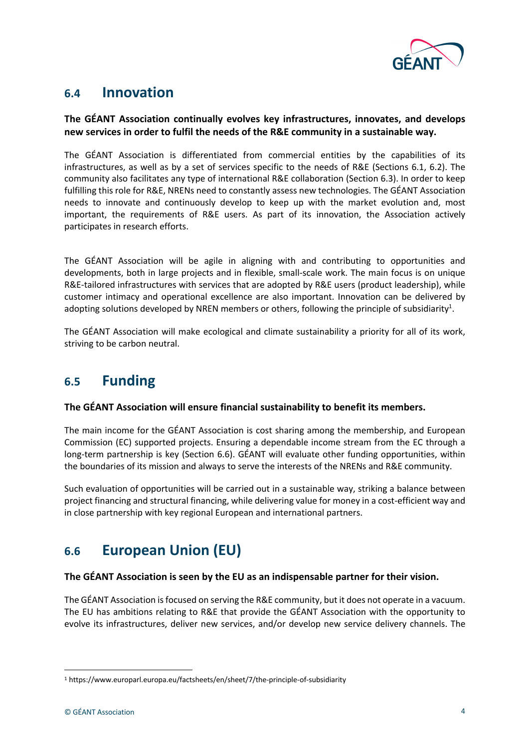## 6.4 Innovation

**The GÉANT Association continually evolves key infrastructures, innovates, and develops new services in order to fulfil the needs of the R&E community in a sustainable way.**

The GÉANT Association is differentiated from commercial entities by the capabilities of its infrastructures, as well as by a set of services specific to the needs of R&E (Sections 6.1, 6.2). The community also facilitates any type of international R&E collaboration (Section 6.3). In order to keep fulfilling this role for R&E, NRENs need to constantly assess new technologies. The GÉANT Association needs to innovate and continuously develop to keep up with the market evolution and, most important, the requirements of R&E users. As part of its innovation, the Association actively participates in research efforts.

The GÉANT Association will be agile in aligning with and contributing to opportunities and developments, both in large projects and in flexible, small-scale work. The main focus is on unique R&E-tailored infrastructures with services that are adopted by R&E users (product leadership), while customer intimacy and operational excellence are also important. Innovation can be delivered by adopting solutions developed by NREN members or others, following the principle of subsidiarity[1].

The GÉANT Association will make ecological and climate sustainability a priority for all of its work, striving to be carbon neutral.

## 6.5 Funding

**The GÉANT Association will ensure financial sustainability to benefit its members.**

The main income for the GÉANT Association is cost sharing among the membership, and European Commission (EC) supported projects. Ensuring a dependable income stream from the EC through a long-term partnership is key (Section 6.6). GÉANT will evaluate other funding opportunities, within the boundaries of its mission and always to serve the interests of the NRENs and R&E community.

Such evaluation of opportunities will be carried out in a sustainable way, striking a balance between project financing and structural financing, while delivering value for money in a cost-efficient way and in close partnership with key regional European and international partners.

## 6.6 European Union (EU)

**The GÉANT Association is seen by the EU as an indispensable partner for their vision.**

The GÉANT Association is focused on serving the R&E community, but it does not operate in a vacuum. The EU has ambitions relating to R&E that provide the GÉANT Association with the opportunity to evolve its infrastructures, deliver new services, and/or develop new service delivery channels. The

[1] https://www.europarl.europa.eu/factsheets/en/sheet/7/the-principle-of-subsidiarity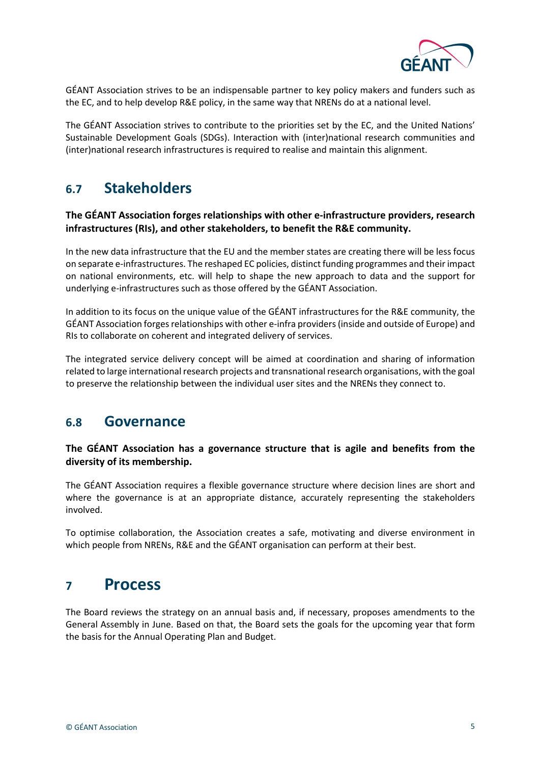GÉANT Association strives to be an indispensable partner to key policy makers and funders such as the EC, and to help develop R&E policy, in the same way that NRENs do at a national level.

The GÉANT Association strives to contribute to the priorities set by the EC, and the United Nations' Sustainable Development Goals (SDGs). Interaction with (inter)national research communities and (inter)national research infrastructures is required to realise and maintain this alignment.

## 6.7 Stakeholders

**The GÉANT Association forges relationships with other e-infrastructure providers, research infrastructures (RIs), and other stakeholders, to benefit the R&E community.**

In the new data infrastructure that the EU and the member states are creating there will be less focus on separate e-infrastructures. The reshaped EC policies, distinct funding programmes and their impact on national environments, etc. will help to shape the new approach to data and the support for underlying e-infrastructures such as those offered by the GÉANT Association.

In addition to its focus on the unique value of the GÉANT infrastructures for the R&E community, the GÉANT Association forges relationships with other e-infra providers (inside and outside of Europe) and RIs to collaborate on coherent and integrated delivery of services.

The integrated service delivery concept will be aimed at coordination and sharing of information related to large international research projects and transnational research organisations, with the goal to preserve the relationship between the individual user sites and the NRENs they connect to.

## 6.8 Governance

**The GÉANT Association has a governance structure that is agile and benefits from the diversity of its membership.**

The GÉANT Association requires a flexible governance structure where decision lines are short and where the governance is at an appropriate distance, accurately representing the stakeholders involved.

To optimise collaboration, the Association creates a safe, motivating and diverse environment in which people from NRENs, R&E and the GÉANT organisation can perform at their best.

# 7 Process

The Board reviews the strategy on an annual basis and, if necessary, proposes amendments to the General Assembly in June. Based on that, the Board sets the goals for the upcoming year that form the basis for the Annual Operating Plan and Budget.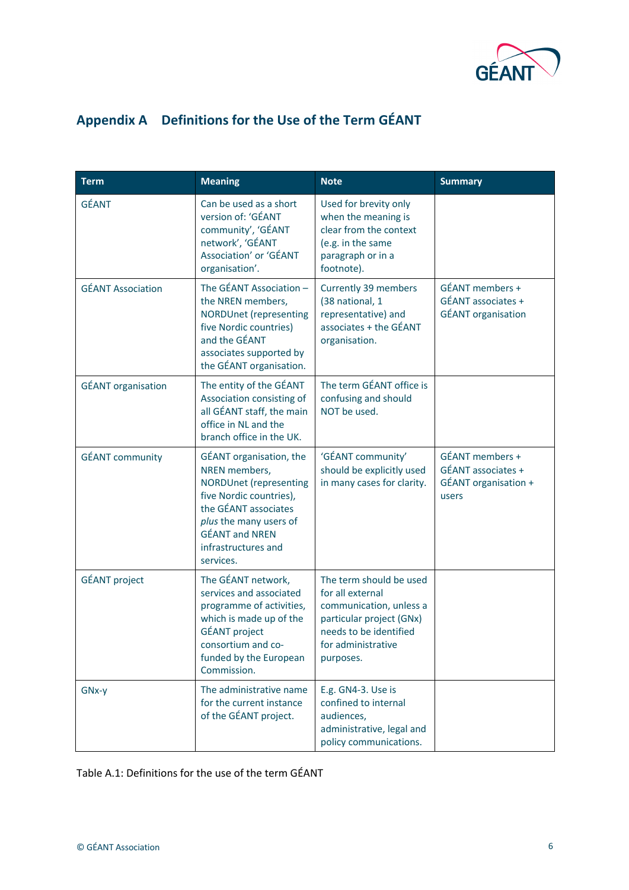## Appendix A Definitions for the Use of the Term GÉANT

| Term | Meaning | Note | Summary |
|---|---|---|---|
| GÉANT | Can be used as a short version of: 'GÉANT community', 'GÉANT network', 'GÉANT Association' or 'GÉANT organisation'. | Used for brevity only when the meaning is clear from the context (e.g. in the same paragraph or in a footnote). | |
| GÉANT Association | The GÉANT Association – the NREN members, NORDUnet (representing five Nordic countries) and the GÉANT associates supported by the GÉANT organisation. | Currently 39 members (38 national, 1 representative) and associates + the GÉANT organisation. | GÉANT members + GÉANT associates + GÉANT organisation |
| GÉANT organisation | The entity of the GÉANT Association consisting of all GÉANT staff, the main office in NL and the branch office in the UK. | The term GÉANT office is confusing and should NOT be used. | |
| GÉANT community | GÉANT organisation, the NREN members, NORDUnet (representing five Nordic countries), the GÉANT associates *plus* the many users of GÉANT and NREN infrastructures and services. | 'GÉANT community' should be explicitly used in many cases for clarity. | GÉANT members + GÉANT associates + GÉANT organisation + users |
| GÉANT project | The GÉANT network, services and associated programme of activities, which is made up of the GÉANT project consortium and co-funded by the European Commission. | The term should be used for all external communication, unless a particular project (GNx) needs to be identified for administrative purposes. | |
| GNx-y | The administrative name for the current instance of the GÉANT project. | E.g. GN4-3. Use is confined to internal audiences, administrative, legal and policy communications. | |

Table A.1: Definitions for the use of the term GÉANT